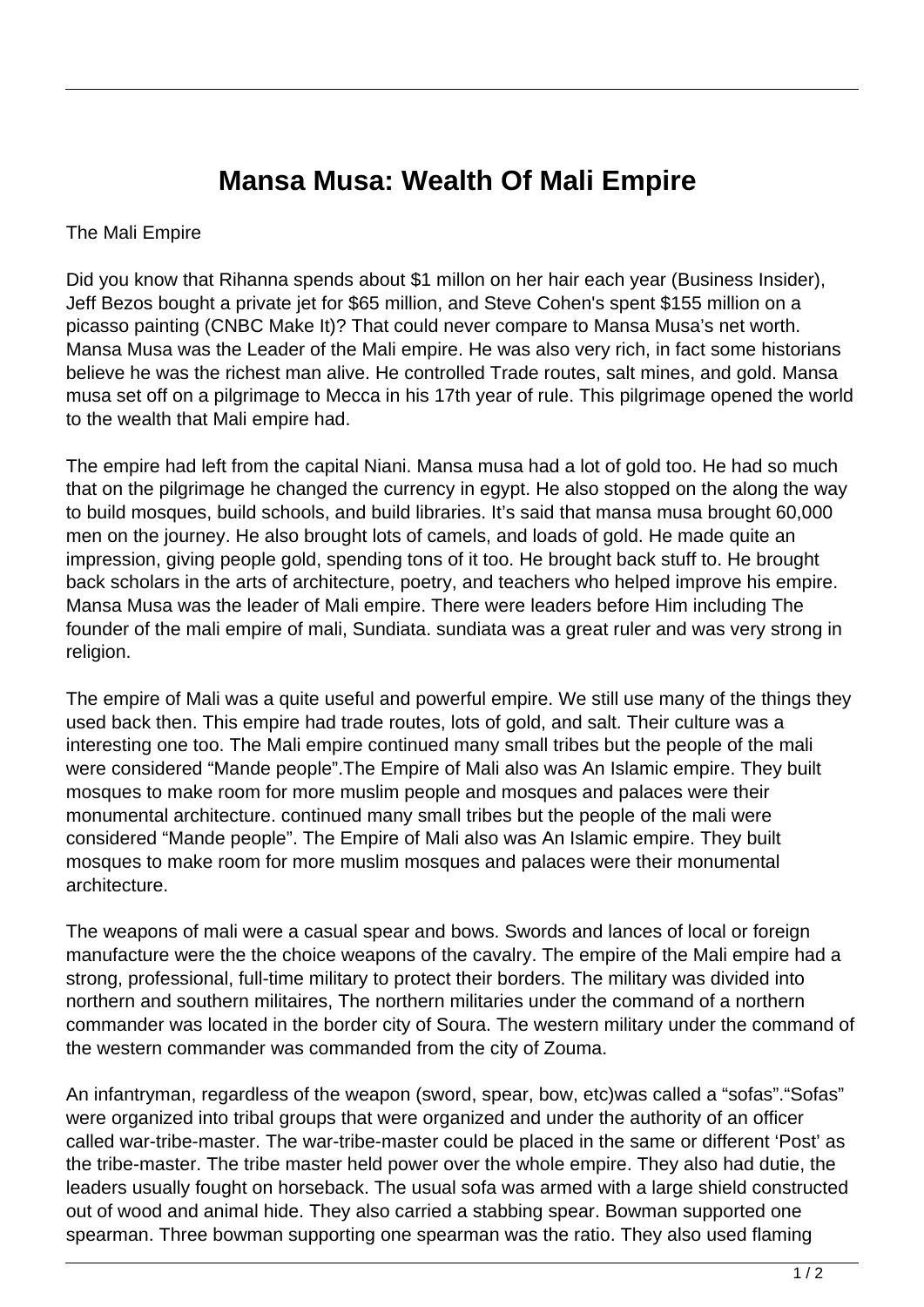# Mansa Musa: Wealth Of Mali Empire

The Mali Empire

Did you know that Rihanna spends about $1 millon on her hair each year (Business Insider), Jeff Bezos bought a private jet for $65 million, and Steve Cohen's spent $155 million on a picasso painting (CNBC Make It)? That could never compare to Mansa Musa's net worth. Mansa Musa was the Leader of the Mali empire. He was also very rich, in fact some historians believe he was the richest man alive. He controlled Trade routes, salt mines, and gold. Mansa musa set off on a pilgrimage to Mecca in his 17th year of rule. This pilgrimage opened the world to the wealth that Mali empire had.

The empire had left from the capital Niani. Mansa musa had a lot of gold too. He had so much that on the pilgrimage he changed the currency in egypt. He also stopped on the along the way to build mosques, build schools, and build libraries. It's said that mansa musa brought 60,000 men on the journey. He also brought lots of camels, and loads of gold. He made quite an impression, giving people gold, spending tons of it too. He brought back stuff to. He brought back scholars in the arts of architecture, poetry, and teachers who helped improve his empire. Mansa Musa was the leader of Mali empire. There were leaders before Him including The founder of the mali empire of mali, Sundiata. sundiata was a great ruler and was very strong in religion.

The empire of Mali was a quite useful and powerful empire. We still use many of the things they used back then. This empire had trade routes, lots of gold, and salt. Their culture was a interesting one too. The Mali empire continued many small tribes but the people of the mali were considered "Mande people".The Empire of Mali also was An Islamic empire. They built mosques to make room for more muslim people and mosques and palaces were their monumental architecture. continued many small tribes but the people of the mali were considered "Mande people". The Empire of Mali also was An Islamic empire. They built mosques to make room for more muslim mosques and palaces were their monumental architecture.

The weapons of mali were a casual spear and bows. Swords and lances of local or foreign manufacture were the the choice weapons of the cavalry. The empire of the Mali empire had a strong, professional, full-time military to protect their borders. The military was divided into northern and southern militaires, The northern militaries under the command of a northern commander was located in the border city of Soura. The western military under the command of the western commander was commanded from the city of Zouma.

An infantryman, regardless of the weapon (sword, spear, bow, etc)was called a "sofas"."Sofas" were organized into tribal groups that were organized and under the authority of an officer called war-tribe-master. The war-tribe-master could be placed in the same or different 'Post' as the tribe-master. The tribe master held power over the whole empire. They also had dutie, the leaders usually fought on horseback. The usual sofa was armed with a large shield constructed out of wood and animal hide. They also carried a stabbing spear. Bowman supported one spearman. Three bowman supporting one spearman was the ratio. They also used flaming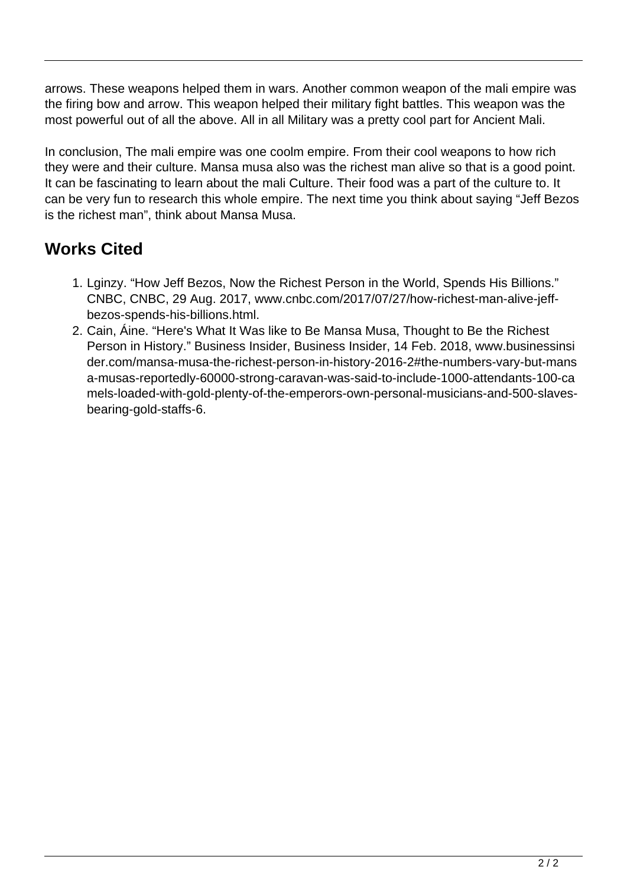arrows. These weapons helped them in wars. Another common weapon of the mali empire was the firing bow and arrow. This weapon helped their military fight battles. This weapon was the most powerful out of all the above. All in all Military was a pretty cool part for Ancient Mali.

In conclusion, The mali empire was one coolm empire. From their cool weapons to how rich they were and their culture. Mansa musa also was the richest man alive so that is a good point. It can be fascinating to learn about the mali Culture. Their food was a part of the culture to. It can be very fun to research this whole empire. The next time you think about saying "Jeff Bezos is the richest man", think about Mansa Musa.

## Works Cited

1. Lginzy. "How Jeff Bezos, Now the Richest Person in the World, Spends His Billions." CNBC, CNBC, 29 Aug. 2017, www.cnbc.com/2017/07/27/how-richest-man-alive-jeff-bezos-spends-his-billions.html.
2. Cain, Áine. "Here's What It Was like to Be Mansa Musa, Thought to Be the Richest Person in History." Business Insider, Business Insider, 14 Feb. 2018, www.businessinsider.com/mansa-musa-the-richest-person-in-history-2016-2#the-numbers-vary-but-mansa-musas-reportedly-60000-strong-caravan-was-said-to-include-1000-attendants-100-camels-loaded-with-gold-plenty-of-the-emperors-own-personal-musicians-and-500-slaves-bearing-gold-staffs-6.